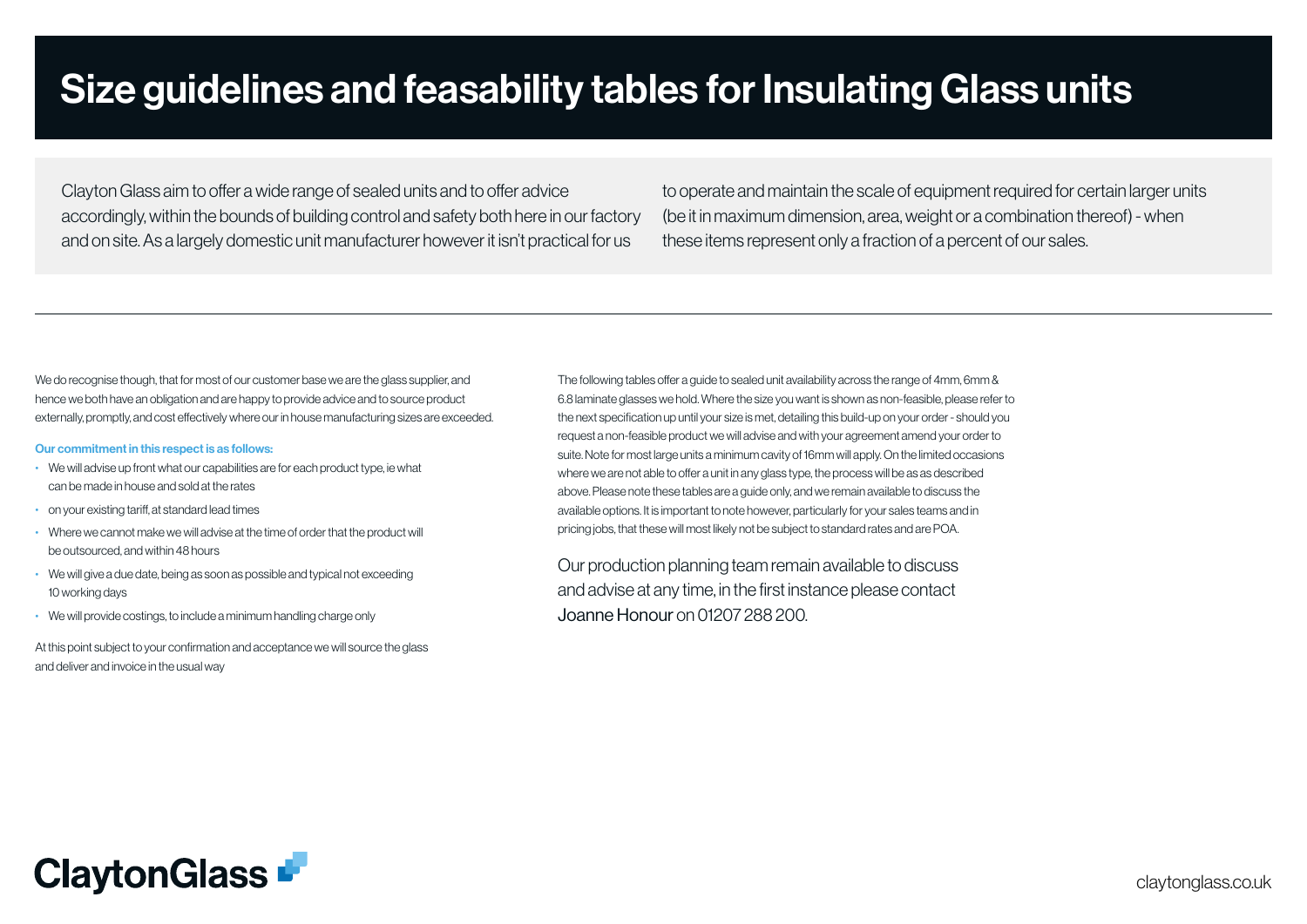# Size guidelines and feasability tables for Insulating Glass units

Clayton Glass aim to offer a wide range of sealed units and to offer advice accordingly, within the bounds of building control and safety both here in our factory and on site. As a largely domestic unit manufacturer however it isn't practical for us to operate and maintain the scale of equipment required for certain larger units (be it in maximum dimension, area, weight or a combination thereof) - when these items represent only a fraction of a percent of our sales.

---

We do recognise though, that for most of our customer base we are the glass supplier, and hence we both have an obligation and are happy to provide advice and to source product externally, promptly, and cost effectively where our in house manufacturing sizes are exceeded.

**Our commitment in this respect is as follows:**

- We will advise up front what our capabilities are for each product type, ie what can be made in house and sold at the rates
- on your existing tariff, at standard lead times
- Where we cannot make we will advise at the time of order that the product will be outsourced, and within 48 hours
- We will give a due date, being as soon as possible and typical not exceeding 10 working days
- We will provide costings, to include a minimum handling charge only

At this point subject to your confirmation and acceptance we will source the glass and deliver and invoice in the usual way

The following tables offer a guide to sealed unit availability across the range of 4mm, 6mm & 6.8 laminate glasses we hold. Where the size you want is shown as non-feasible, please refer to the next specification up until your size is met, detailing this build-up on your order - should you request a non-feasible product we will advise and with your agreement amend your order to suite. Note for most large units a minimum cavity of 16mm will apply. On the limited occasions where we are not able to offer a unit in any glass type, the process will be as as described above. Please note these tables are a guide only, and we remain available to discuss the available options. It is important to note however, particularly for your sales teams and in pricing jobs, that these will most likely not be subject to standard rates and are POA.

Our production planning team remain available to discuss and advise at any time, in the first instance please contact Joanne Honour on 01207 288 200.

ClaytonGlass

claytonglass.co.uk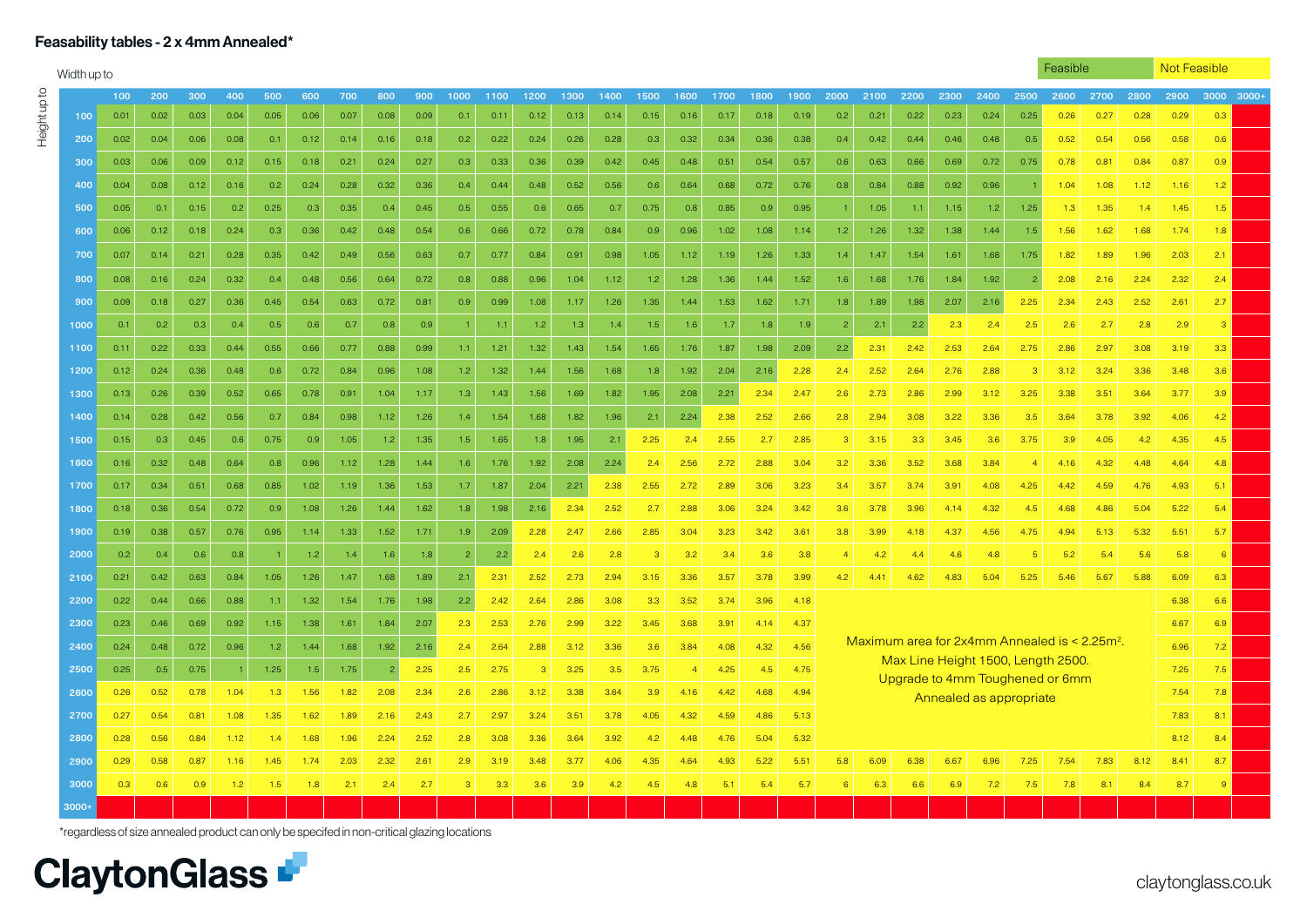# Feasability tables - 2 x 4mm Annealed*

Feasible | Not Feasible

| Height up to / Width up to | 100 | 200 | 300 | 400 | 500 | 600 | 700 | 800 | 900 | 1000 | 1100 | 1200 | 1300 | 1400 | 1500 | 1600 | 1700 | 1800 | 1900 | 2000 | 2100 | 2200 | 2300 | 2400 | 2500 | 2600 | 2700 | 2800 | 2900 | 3000 | 3000+ |
|---|---|---|---|---|---|---|---|---|---|---|---|---|---|---|---|---|---|---|---|---|---|---|---|---|---|---|---|---|---|---|---|
| 100 | 0.01 | 0.02 | 0.03 | 0.04 | 0.05 | 0.06 | 0.07 | 0.08 | 0.09 | 0.1 | 0.11 | 0.12 | 0.13 | 0.14 | 0.15 | 0.16 | 0.17 | 0.18 | 0.19 | 0.2 | 0.21 | 0.22 | 0.23 | 0.24 | 0.25 | 0.26 | 0.27 | 0.28 | 0.29 | 0.3 | |
| 200 | 0.02 | 0.04 | 0.06 | 0.08 | 0.1 | 0.12 | 0.14 | 0.16 | 0.18 | 0.2 | 0.22 | 0.24 | 0.26 | 0.28 | 0.3 | 0.32 | 0.34 | 0.36 | 0.38 | 0.4 | 0.42 | 0.44 | 0.46 | 0.48 | 0.5 | 0.52 | 0.54 | 0.56 | 0.58 | 0.6 | |
| 300 | 0.03 | 0.06 | 0.09 | 0.12 | 0.15 | 0.18 | 0.21 | 0.24 | 0.27 | 0.3 | 0.33 | 0.36 | 0.39 | 0.42 | 0.45 | 0.48 | 0.51 | 0.54 | 0.57 | 0.6 | 0.63 | 0.66 | 0.69 | 0.72 | 0.75 | 0.78 | 0.81 | 0.84 | 0.87 | 0.9 | |
| 400 | 0.04 | 0.08 | 0.12 | 0.16 | 0.2 | 0.24 | 0.28 | 0.32 | 0.36 | 0.4 | 0.44 | 0.48 | 0.52 | 0.56 | 0.6 | 0.64 | 0.68 | 0.72 | 0.76 | 0.8 | 0.84 | 0.88 | 0.92 | 0.96 | 1 | 1.04 | 1.08 | 1.12 | 1.16 | 1.2 | |
| 500 | 0.05 | 0.1 | 0.15 | 0.2 | 0.25 | 0.3 | 0.35 | 0.4 | 0.45 | 0.5 | 0.55 | 0.6 | 0.65 | 0.7 | 0.75 | 0.8 | 0.85 | 0.9 | 0.95 | 1 | 1.05 | 1.1 | 1.15 | 1.2 | 1.25 | 1.3 | 1.35 | 1.4 | 1.45 | 1.5 | |
| 600 | 0.06 | 0.12 | 0.18 | 0.24 | 0.3 | 0.36 | 0.42 | 0.48 | 0.54 | 0.6 | 0.66 | 0.72 | 0.78 | 0.84 | 0.9 | 0.96 | 1.02 | 1.08 | 1.14 | 1.2 | 1.26 | 1.32 | 1.38 | 1.44 | 1.5 | 1.56 | 1.62 | 1.68 | 1.74 | 1.8 | |
| 700 | 0.07 | 0.14 | 0.21 | 0.28 | 0.35 | 0.42 | 0.49 | 0.56 | 0.63 | 0.7 | 0.77 | 0.84 | 0.91 | 0.98 | 1.05 | 1.12 | 1.19 | 1.26 | 1.33 | 1.4 | 1.47 | 1.54 | 1.61 | 1.68 | 1.75 | 1.82 | 1.89 | 1.96 | 2.03 | 2.1 | |
| 800 | 0.08 | 0.16 | 0.24 | 0.32 | 0.4 | 0.48 | 0.56 | 0.64 | 0.72 | 0.8 | 0.88 | 0.96 | 1.04 | 1.12 | 1.2 | 1.28 | 1.36 | 1.44 | 1.52 | 1.6 | 1.68 | 1.76 | 1.84 | 1.92 | 2 | 2.08 | 2.16 | 2.24 | 2.32 | 2.4 | |
| 900 | 0.09 | 0.18 | 0.27 | 0.36 | 0.45 | 0.54 | 0.63 | 0.72 | 0.81 | 0.9 | 0.99 | 1.08 | 1.17 | 1.26 | 1.35 | 1.44 | 1.53 | 1.62 | 1.71 | 1.8 | 1.89 | 1.98 | 2.07 | 2.16 | 2.25 | 2.34 | 2.43 | 2.52 | 2.61 | 2.7 | |
| 1000 | 0.1 | 0.2 | 0.3 | 0.4 | 0.5 | 0.6 | 0.7 | 0.8 | 0.9 | 1 | 1.1 | 1.2 | 1.3 | 1.4 | 1.5 | 1.6 | 1.7 | 1.8 | 1.9 | 2 | 2.1 | 2.2 | 2.3 | 2.4 | 2.5 | 2.6 | 2.7 | 2.8 | 2.9 | 3 | |
| 1100 | 0.11 | 0.22 | 0.33 | 0.44 | 0.55 | 0.66 | 0.77 | 0.88 | 0.99 | 1.1 | 1.21 | 1.32 | 1.43 | 1.54 | 1.65 | 1.76 | 1.87 | 1.98 | 2.09 | 2.2 | 2.31 | 2.42 | 2.53 | 2.64 | 2.75 | 2.86 | 2.97 | 3.08 | 3.19 | 3.3 | |
| 1200 | 0.12 | 0.24 | 0.36 | 0.48 | 0.6 | 0.72 | 0.84 | 0.96 | 1.08 | 1.2 | 1.32 | 1.44 | 1.56 | 1.68 | 1.8 | 1.92 | 2.04 | 2.16 | 2.28 | 2.4 | 2.52 | 2.64 | 2.76 | 2.88 | 3 | 3.12 | 3.24 | 3.36 | 3.48 | 3.6 | |
| 1300 | 0.13 | 0.26 | 0.39 | 0.52 | 0.65 | 0.78 | 0.91 | 1.04 | 1.17 | 1.3 | 1.43 | 1.56 | 1.69 | 1.82 | 1.95 | 2.08 | 2.21 | 2.34 | 2.47 | 2.6 | 2.73 | 2.86 | 2.99 | 3.12 | 3.25 | 3.38 | 3.51 | 3.64 | 3.77 | 3.9 | |
| 1400 | 0.14 | 0.28 | 0.42 | 0.56 | 0.7 | 0.84 | 0.98 | 1.12 | 1.26 | 1.4 | 1.54 | 1.68 | 1.82 | 1.96 | 2.1 | 2.24 | 2.38 | 2.52 | 2.66 | 2.8 | 2.94 | 3.08 | 3.22 | 3.36 | 3.5 | 3.64 | 3.78 | 3.92 | 4.06 | 4.2 | |
| 1500 | 0.15 | 0.3 | 0.45 | 0.6 | 0.75 | 0.9 | 1.05 | 1.2 | 1.35 | 1.5 | 1.65 | 1.8 | 1.95 | 2.1 | 2.25 | 2.4 | 2.55 | 2.7 | 2.85 | 3 | 3.15 | 3.3 | 3.45 | 3.6 | 3.75 | 3.9 | 4.05 | 4.2 | 4.35 | 4.5 | |
| 1600 | 0.16 | 0.32 | 0.48 | 0.64 | 0.8 | 0.96 | 1.12 | 1.28 | 1.44 | 1.6 | 1.76 | 1.92 | 2.08 | 2.24 | 2.4 | 2.56 | 2.72 | 2.88 | 3.04 | 3.2 | 3.36 | 3.52 | 3.68 | 3.84 | 4 | 4.16 | 4.32 | 4.48 | 4.64 | 4.8 | |
| 1700 | 0.17 | 0.34 | 0.51 | 0.68 | 0.85 | 1.02 | 1.19 | 1.36 | 1.53 | 1.7 | 1.87 | 2.04 | 2.21 | 2.38 | 2.55 | 2.72 | 2.89 | 3.06 | 3.23 | 3.4 | 3.57 | 3.74 | 3.91 | 4.08 | 4.25 | 4.42 | 4.59 | 4.76 | 4.93 | 5.1 | |
| 1800 | 0.18 | 0.36 | 0.54 | 0.72 | 0.9 | 1.08 | 1.26 | 1.44 | 1.62 | 1.8 | 1.98 | 2.16 | 2.34 | 2.52 | 2.7 | 2.88 | 3.06 | 3.24 | 3.42 | 3.6 | 3.78 | 3.96 | 4.14 | 4.32 | 4.5 | 4.68 | 4.86 | 5.04 | 5.22 | 5.4 | |
| 1900 | 0.19 | 0.38 | 0.57 | 0.76 | 0.95 | 1.14 | 1.33 | 1.52 | 1.71 | 1.9 | 2.09 | 2.28 | 2.47 | 2.66 | 2.85 | 3.04 | 3.23 | 3.42 | 3.61 | 3.8 | 3.99 | 4.18 | 4.37 | 4.56 | 4.75 | 4.94 | 5.13 | 5.32 | 5.51 | 5.7 | |
| 2000 | 0.2 | 0.4 | 0.6 | 0.8 | 1 | 1.2 | 1.4 | 1.6 | 1.8 | 2 | 2.2 | 2.4 | 2.6 | 2.8 | 3 | 3.2 | 3.4 | 3.6 | 3.8 | 4 | 4.2 | 4.4 | 4.6 | 4.8 | 5 | 5.2 | 5.4 | 5.6 | 5.8 | 6 | |
| 2100 | 0.21 | 0.42 | 0.63 | 0.84 | 1.05 | 1.26 | 1.47 | 1.68 | 1.89 | 2.1 | 2.31 | 2.52 | 2.73 | 2.94 | 3.15 | 3.36 | 3.57 | 3.78 | 3.99 | 4.2 | 4.41 | 4.62 | 4.83 | 5.04 | 5.25 | 5.46 | 5.67 | 5.88 | 6.09 | 6.3 | |
| 2200 | 0.22 | 0.44 | 0.66 | 0.88 | 1.1 | 1.32 | 1.54 | 1.76 | 1.98 | 2.2 | 2.42 | 2.64 | 2.86 | 3.08 | 3.3 | 3.52 | 3.74 | 3.96 | 4.18 | | | | | | | | | | 6.38 | 6.6 | |
| 2300 | 0.23 | 0.46 | 0.69 | 0.92 | 1.15 | 1.38 | 1.61 | 1.84 | 2.07 | 2.3 | 2.53 | 2.76 | 2.99 | 3.22 | 3.45 | 3.68 | 3.91 | 4.14 | 4.37 | | | | | | | | | | 6.67 | 6.9 | |
| 2400 | 0.24 | 0.48 | 0.72 | 0.96 | 1.2 | 1.44 | 1.68 | 1.92 | 2.16 | 2.4 | 2.64 | 2.88 | 3.12 | 3.36 | 3.6 | 3.84 | 4.08 | 4.32 | 4.56 | | | | | | | | | | 6.96 | 7.2 | |
| 2500 | 0.25 | 0.5 | 0.75 | 1 | 1.25 | 1.5 | 1.75 | 2 | 2.25 | 2.5 | 2.75 | 3 | 3.25 | 3.5 | 3.75 | 4 | 4.25 | 4.5 | 4.75 | | | | | | | | | | 7.25 | 7.5 | |
| 2600 | 0.26 | 0.52 | 0.78 | 1.04 | 1.3 | 1.56 | 1.82 | 2.08 | 2.34 | 2.6 | 2.86 | 3.12 | 3.38 | 3.64 | 3.9 | 4.16 | 4.42 | 4.68 | 4.94 | | | | | | | | | | 7.54 | 7.8 | |
| 2700 | 0.27 | 0.54 | 0.81 | 1.08 | 1.35 | 1.62 | 1.89 | 2.16 | 2.43 | 2.7 | 2.97 | 3.24 | 3.51 | 3.78 | 4.05 | 4.32 | 4.59 | 4.86 | 5.13 | | | | | | | | | | 7.83 | 8.1 | |
| 2800 | 0.28 | 0.56 | 0.84 | 1.12 | 1.4 | 1.68 | 1.96 | 2.24 | 2.52 | 2.8 | 3.08 | 3.36 | 3.64 | 3.92 | 4.2 | 4.48 | 4.76 | 5.04 | 5.32 | | | | | | | | | | 8.12 | 8.4 | |
| 2900 | 0.29 | 0.58 | 0.87 | 1.16 | 1.45 | 1.74 | 2.03 | 2.32 | 2.61 | 2.9 | 3.19 | 3.48 | 3.77 | 4.06 | 4.35 | 4.64 | 4.93 | 5.22 | 5.51 | 5.8 | 6.09 | 6.38 | 6.67 | 6.96 | 7.25 | 7.54 | 7.83 | 8.12 | 8.41 | 8.7 | |
| 3000 | 0.3 | 0.6 | 0.9 | 1.2 | 1.5 | 1.8 | 2.1 | 2.4 | 2.7 | 3 | 3.3 | 3.6 | 3.9 | 4.2 | 4.5 | 4.8 | 5.1 | 5.4 | 5.7 | 6 | 6.3 | 6.6 | 6.9 | 7.2 | 7.5 | 7.8 | 8.1 | 8.4 | 8.7 | 9 | |
| 3000+ | | | | | | | | | | | | | | | | | | | | | | | | | | | | | | | |

Maximum area for 2x4mm Annealed is < 2.25m².
Max Line Height 1500, Length 2500.
Upgrade to 4mm Toughened or 6mm Annealed as appropriate

*regardless of size annealed product can only be specifed in non-critical glazing locations

ClaytonGlass

claytonglass.co.uk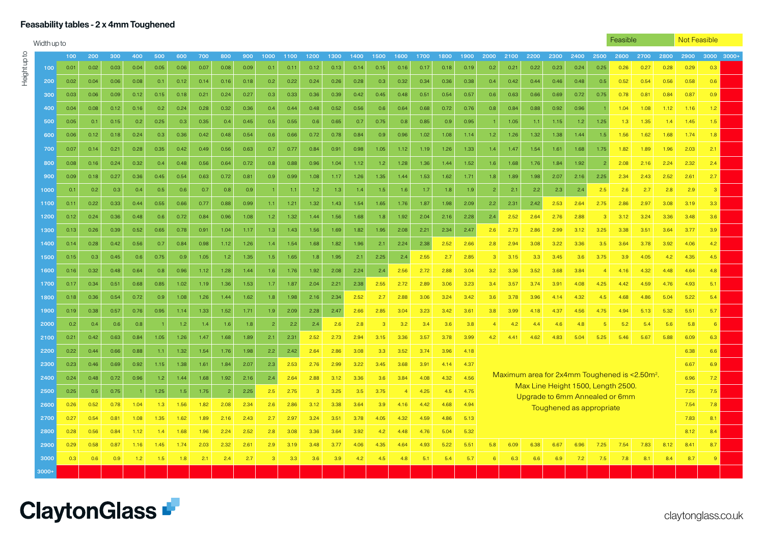# Feasability tables - 2 x 4mm Toughened

Feasible | Not Feasible

Width up to / Height up to

| | 100 | 200 | 300 | 400 | 500 | 600 | 700 | 800 | 900 | 1000 | 1100 | 1200 | 1300 | 1400 | 1500 | 1600 | 1700 | 1800 | 1900 | 2000 | 2100 | 2200 | 2300 | 2400 | 2500 | 2600 | 2700 | 2800 | 2900 | 3000 | 3000+ |
|---|---|---|---|---|---|---|---|---|---|---|---|---|---|---|---|---|---|---|---|---|---|---|---|---|---|---|---|---|---|---|---|
| 100 | 0.01 | 0.02 | 0.03 | 0.04 | 0.05 | 0.06 | 0.07 | 0.08 | 0.09 | 0.1 | 0.11 | 0.12 | 0.13 | 0.14 | 0.15 | 0.16 | 0.17 | 0.18 | 0.19 | 0.2 | 0.21 | 0.22 | 0.23 | 0.24 | 0.25 | 0.26 | 0.27 | 0.28 | 0.29 | 0.3 | |
| 200 | 0.02 | 0.04 | 0.06 | 0.08 | 0.1 | 0.12 | 0.14 | 0.16 | 0.18 | 0.2 | 0.22 | 0.24 | 0.26 | 0.28 | 0.3 | 0.32 | 0.34 | 0.36 | 0.38 | 0.4 | 0.42 | 0.44 | 0.46 | 0.48 | 0.5 | 0.52 | 0.54 | 0.56 | 0.58 | 0.6 | |
| 300 | 0.03 | 0.06 | 0.09 | 0.12 | 0.15 | 0.18 | 0.21 | 0.24 | 0.27 | 0.3 | 0.33 | 0.36 | 0.39 | 0.42 | 0.45 | 0.48 | 0.51 | 0.54 | 0.57 | 0.6 | 0.63 | 0.66 | 0.69 | 0.72 | 0.75 | 0.78 | 0.81 | 0.84 | 0.87 | 0.9 | |
| 400 | 0.04 | 0.08 | 0.12 | 0.16 | 0.2 | 0.24 | 0.28 | 0.32 | 0.36 | 0.4 | 0.44 | 0.48 | 0.52 | 0.56 | 0.6 | 0.64 | 0.68 | 0.72 | 0.76 | 0.8 | 0.84 | 0.88 | 0.92 | 0.96 | 1 | 1.04 | 1.08 | 1.12 | 1.16 | 1.2 | |
| 500 | 0.05 | 0.1 | 0.15 | 0.2 | 0.25 | 0.3 | 0.35 | 0.4 | 0.45 | 0.5 | 0.55 | 0.6 | 0.65 | 0.7 | 0.75 | 0.8 | 0.85 | 0.9 | 0.95 | 1 | 1.05 | 1.1 | 1.15 | 1.2 | 1.25 | 1.3 | 1.35 | 1.4 | 1.45 | 1.5 | |
| 600 | 0.06 | 0.12 | 0.18 | 0.24 | 0.3 | 0.36 | 0.42 | 0.48 | 0.54 | 0.6 | 0.66 | 0.72 | 0.78 | 0.84 | 0.9 | 0.96 | 1.02 | 1.08 | 1.14 | 1.2 | 1.26 | 1.32 | 1.38 | 1.44 | 1.5 | 1.56 | 1.62 | 1.68 | 1.74 | 1.8 | |
| 700 | 0.07 | 0.14 | 0.21 | 0.28 | 0.35 | 0.42 | 0.49 | 0.56 | 0.63 | 0.7 | 0.77 | 0.84 | 0.91 | 0.98 | 1.05 | 1.12 | 1.19 | 1.26 | 1.33 | 1.4 | 1.47 | 1.54 | 1.61 | 1.68 | 1.75 | 1.82 | 1.89 | 1.96 | 2.03 | 2.1 | |
| 800 | 0.08 | 0.16 | 0.24 | 0.32 | 0.4 | 0.48 | 0.56 | 0.64 | 0.72 | 0.8 | 0.88 | 0.96 | 1.04 | 1.12 | 1.2 | 1.28 | 1.36 | 1.44 | 1.52 | 1.6 | 1.68 | 1.76 | 1.84 | 1.92 | 2 | 2.08 | 2.16 | 2.24 | 2.32 | 2.4 | |
| 900 | 0.09 | 0.18 | 0.27 | 0.36 | 0.45 | 0.54 | 0.63 | 0.72 | 0.81 | 0.9 | 0.99 | 1.08 | 1.17 | 1.26 | 1.35 | 1.44 | 1.53 | 1.62 | 1.71 | 1.8 | 1.89 | 1.98 | 2.07 | 2.16 | 2.25 | 2.34 | 2.43 | 2.52 | 2.61 | 2.7 | |
| 1000 | 0.1 | 0.2 | 0.3 | 0.4 | 0.5 | 0.6 | 0.7 | 0.8 | 0.9 | 1 | 1.1 | 1.2 | 1.3 | 1.4 | 1.5 | 1.6 | 1.7 | 1.8 | 1.9 | 2 | 2.1 | 2.2 | 2.3 | 2.4 | 2.5 | 2.6 | 2.7 | 2.8 | 2.9 | 3 | |
| 1100 | 0.11 | 0.22 | 0.33 | 0.44 | 0.55 | 0.66 | 0.77 | 0.88 | 0.99 | 1.1 | 1.21 | 1.32 | 1.43 | 1.54 | 1.65 | 1.76 | 1.87 | 1.98 | 2.09 | 2.2 | 2.31 | 2.42 | 2.53 | 2.64 | 2.75 | 2.86 | 2.97 | 3.08 | 3.19 | 3.3 | |
| 1200 | 0.12 | 0.24 | 0.36 | 0.48 | 0.6 | 0.72 | 0.84 | 0.96 | 1.08 | 1.2 | 1.32 | 1.44 | 1.56 | 1.68 | 1.8 | 1.92 | 2.04 | 2.16 | 2.28 | 2.4 | 2.52 | 2.64 | 2.76 | 2.88 | 3 | 3.12 | 3.24 | 3.36 | 3.48 | 3.6 | |
| 1300 | 0.13 | 0.26 | 0.39 | 0.52 | 0.65 | 0.78 | 0.91 | 1.04 | 1.17 | 1.3 | 1.43 | 1.56 | 1.69 | 1.82 | 1.95 | 2.08 | 2.21 | 2.34 | 2.47 | 2.6 | 2.73 | 2.86 | 2.99 | 3.12 | 3.25 | 3.38 | 3.51 | 3.64 | 3.77 | 3.9 | |
| 1400 | 0.14 | 0.28 | 0.42 | 0.56 | 0.7 | 0.84 | 0.98 | 1.12 | 1.26 | 1.4 | 1.54 | 1.68 | 1.82 | 1.96 | 2.1 | 2.24 | 2.38 | 2.52 | 2.66 | 2.8 | 2.94 | 3.08 | 3.22 | 3.36 | 3.5 | 3.64 | 3.78 | 3.92 | 4.06 | 4.2 | |
| 1500 | 0.15 | 0.3 | 0.45 | 0.6 | 0.75 | 0.9 | 1.05 | 1.2 | 1.35 | 1.5 | 1.65 | 1.8 | 1.95 | 2.1 | 2.25 | 2.4 | 2.55 | 2.7 | 2.85 | 3 | 3.15 | 3.3 | 3.45 | 3.6 | 3.75 | 3.9 | 4.05 | 4.2 | 4.35 | 4.5 | |
| 1600 | 0.16 | 0.32 | 0.48 | 0.64 | 0.8 | 0.96 | 1.12 | 1.28 | 1.44 | 1.6 | 1.76 | 1.92 | 2.08 | 2.24 | 2.4 | 2.56 | 2.72 | 2.88 | 3.04 | 3.2 | 3.36 | 3.52 | 3.68 | 3.84 | 4 | 4.16 | 4.32 | 4.48 | 4.64 | 4.8 | |
| 1700 | 0.17 | 0.34 | 0.51 | 0.68 | 0.85 | 1.02 | 1.19 | 1.36 | 1.53 | 1.7 | 1.87 | 2.04 | 2.21 | 2.38 | 2.55 | 2.72 | 2.89 | 3.06 | 3.23 | 3.4 | 3.57 | 3.74 | 3.91 | 4.08 | 4.25 | 4.42 | 4.59 | 4.76 | 4.93 | 5.1 | |
| 1800 | 0.18 | 0.36 | 0.54 | 0.72 | 0.9 | 1.08 | 1.26 | 1.44 | 1.62 | 1.8 | 1.98 | 2.16 | 2.34 | 2.52 | 2.7 | 2.88 | 3.06 | 3.24 | 3.42 | 3.6 | 3.78 | 3.96 | 4.14 | 4.32 | 4.5 | 4.68 | 4.86 | 5.04 | 5.22 | 5.4 | |
| 1900 | 0.19 | 0.38 | 0.57 | 0.76 | 0.95 | 1.14 | 1.33 | 1.52 | 1.71 | 1.9 | 2.09 | 2.28 | 2.47 | 2.66 | 2.85 | 3.04 | 3.23 | 3.42 | 3.61 | 3.8 | 3.99 | 4.18 | 4.37 | 4.56 | 4.75 | 4.94 | 5.13 | 5.32 | 5.51 | 5.7 | |
| 2000 | 0.2 | 0.4 | 0.6 | 0.8 | 1 | 1.2 | 1.4 | 1.6 | 1.8 | 2 | 2.2 | 2.4 | 2.6 | 2.8 | 3 | 3.2 | 3.4 | 3.6 | 3.8 | 4 | 4.2 | 4.4 | 4.6 | 4.8 | 5 | 5.2 | 5.4 | 5.6 | 5.8 | 6 | |
| 2100 | 0.21 | 0.42 | 0.63 | 0.84 | 1.05 | 1.26 | 1.47 | 1.68 | 1.89 | 2.1 | 2.31 | 2.52 | 2.73 | 2.94 | 3.15 | 3.36 | 3.57 | 3.78 | 3.99 | 4.2 | 4.41 | 4.62 | 4.83 | 5.04 | 5.25 | 5.46 | 5.67 | 5.88 | 6.09 | 6.3 | |
| 2200 | 0.22 | 0.44 | 0.66 | 0.88 | 1.1 | 1.32 | 1.54 | 1.76 | 1.98 | 2.2 | 2.42 | 2.64 | 2.86 | 3.08 | 3.3 | 3.52 | 3.74 | 3.96 | 4.18 | | | | | | | | | | 6.38 | 6.6 | |
| 2300 | 0.23 | 0.46 | 0.69 | 0.92 | 1.15 | 1.38 | 1.61 | 1.84 | 2.07 | 2.3 | 2.53 | 2.76 | 2.99 | 3.22 | 3.45 | 3.68 | 3.91 | 4.14 | 4.37 | | | | | | | | | | 6.67 | 6.9 | |
| 2400 | 0.24 | 0.48 | 0.72 | 0.96 | 1.2 | 1.44 | 1.68 | 1.92 | 2.16 | 2.4 | 2.64 | 2.88 | 3.12 | 3.36 | 3.6 | 3.84 | 4.08 | 4.32 | 4.56 | | | | | | | | | | 6.96 | 7.2 | |
| 2500 | 0.25 | 0.5 | 0.75 | 1 | 1.25 | 1.5 | 1.75 | 2 | 2.25 | 2.5 | 2.75 | 3 | 3.25 | 3.5 | 3.75 | 4 | 4.25 | 4.5 | 4.75 | | | | | | | | | | 7.25 | 7.5 | |
| 2600 | 0.26 | 0.52 | 0.78 | 1.04 | 1.3 | 1.56 | 1.82 | 2.08 | 2.34 | 2.6 | 2.86 | 3.12 | 3.38 | 3.64 | 3.9 | 4.16 | 4.42 | 4.68 | 4.94 | | | | | | | | | | 7.54 | 7.8 | |
| 2700 | 0.27 | 0.54 | 0.81 | 1.08 | 1.35 | 1.62 | 1.89 | 2.16 | 2.43 | 2.7 | 2.97 | 3.24 | 3.51 | 3.78 | 4.05 | 4.32 | 4.59 | 4.86 | 5.13 | | | | | | | | | | 7.83 | 8.1 | |
| 2800 | 0.28 | 0.56 | 0.84 | 1.12 | 1.4 | 1.68 | 1.96 | 2.24 | 2.52 | 2.8 | 3.08 | 3.36 | 3.64 | 3.92 | 4.2 | 4.48 | 4.76 | 5.04 | 5.32 | | | | | | | | | | 8.12 | 8.4 | |
| 2900 | 0.29 | 0.58 | 0.87 | 1.16 | 1.45 | 1.74 | 2.03 | 2.32 | 2.61 | 2.9 | 3.19 | 3.48 | 3.77 | 4.06 | 4.35 | 4.64 | 4.93 | 5.22 | 5.51 | 5.8 | 6.09 | 6.38 | 6.67 | 6.96 | 7.25 | 7.54 | 7.83 | 8.12 | 8.41 | 8.7 | |
| 3000 | 0.3 | 0.6 | 0.9 | 1.2 | 1.5 | 1.8 | 2.1 | 2.4 | 2.7 | 3 | 3.3 | 3.6 | 3.9 | 4.2 | 4.5 | 4.8 | 5.1 | 5.4 | 5.7 | 6 | 6.3 | 6.6 | 6.9 | 7.2 | 7.5 | 7.8 | 8.1 | 8.4 | 8.7 | 9 | |
| 3000+ | | | | | | | | | | | | | | | | | | | | | | | | | | | | | | | |

Maximum area for 2x4mm Toughened is <2.50m². Max Line Height 1500, Length 2500. Upgrade to 6mm Annealed or 6mm Toughened as appropriate

ClaytonGlass

claytonglass.co.uk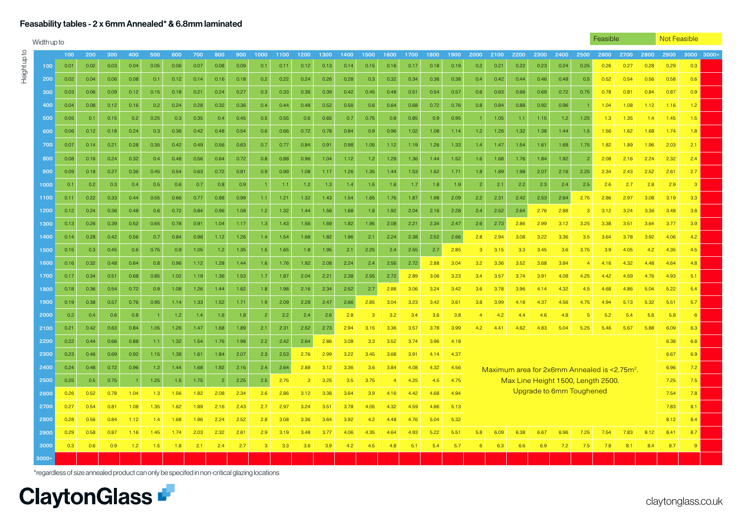# Feasability tables - 2 x 6mm Annealed* & 6.8mm laminated

Width up to / Height up to

Feasible | Not Feasible

| | 100 | 200 | 300 | 400 | 500 | 600 | 700 | 800 | 900 | 1000 | 1100 | 1200 | 1300 | 1400 | 1500 | 1600 | 1700 | 1800 | 1900 | 2000 | 2100 | 2200 | 2300 | 2400 | 2500 | 2600 | 2700 | 2800 | 2900 | 3000 | 3000+ |
|---|---|---|---|---|---|---|---|---|---|---|---|---|---|---|---|---|---|---|---|---|---|---|---|---|---|---|---|---|---|---|---|
| 100 | 0.01 | 0.02 | 0.03 | 0.04 | 0.05 | 0.06 | 0.07 | 0.08 | 0.09 | 0.1 | 0.11 | 0.12 | 0.13 | 0.14 | 0.15 | 0.16 | 0.17 | 0.18 | 0.19 | 0.2 | 0.21 | 0.22 | 0.23 | 0.24 | 0.25 | 0.26 | 0.27 | 0.28 | 0.29 | 0.3 | |
| 200 | 0.02 | 0.04 | 0.06 | 0.08 | 0.1 | 0.12 | 0.14 | 0.16 | 0.18 | 0.2 | 0.22 | 0.24 | 0.26 | 0.28 | 0.3 | 0.32 | 0.34 | 0.36 | 0.38 | 0.4 | 0.42 | 0.44 | 0.46 | 0.48 | 0.5 | 0.52 | 0.54 | 0.56 | 0.58 | 0.6 | |
| 300 | 0.03 | 0.06 | 0.09 | 0.12 | 0.15 | 0.18 | 0.21 | 0.24 | 0.27 | 0.3 | 0.33 | 0.36 | 0.39 | 0.42 | 0.45 | 0.48 | 0.51 | 0.54 | 0.57 | 0.6 | 0.63 | 0.66 | 0.69 | 0.72 | 0.75 | 0.78 | 0.81 | 0.84 | 0.87 | 0.9 | |
| 400 | 0.04 | 0.08 | 0.12 | 0.16 | 0.2 | 0.24 | 0.28 | 0.32 | 0.36 | 0.4 | 0.44 | 0.48 | 0.52 | 0.56 | 0.6 | 0.64 | 0.68 | 0.72 | 0.76 | 0.8 | 0.84 | 0.88 | 0.92 | 0.96 | 1 | 1.04 | 1.08 | 1.12 | 1.16 | 1.2 | |
| 500 | 0.05 | 0.1 | 0.15 | 0.2 | 0.25 | 0.3 | 0.35 | 0.4 | 0.45 | 0.5 | 0.55 | 0.6 | 0.65 | 0.7 | 0.75 | 0.8 | 0.85 | 0.9 | 0.95 | 1 | 1.05 | 1.1 | 1.15 | 1.2 | 1.25 | 1.3 | 1.35 | 1.4 | 1.45 | 1.5 | |
| 600 | 0.06 | 0.12 | 0.18 | 0.24 | 0.3 | 0.36 | 0.42 | 0.48 | 0.54 | 0.6 | 0.66 | 0.72 | 0.78 | 0.84 | 0.9 | 0.96 | 1.02 | 1.08 | 1.14 | 1.2 | 1.26 | 1.32 | 1.38 | 1.44 | 1.5 | 1.56 | 1.62 | 1.68 | 1.74 | 1.8 | |
| 700 | 0.07 | 0.14 | 0.21 | 0.28 | 0.35 | 0.42 | 0.49 | 0.56 | 0.63 | 0.7 | 0.77 | 0.84 | 0.91 | 0.98 | 1.05 | 1.12 | 1.19 | 1.26 | 1.33 | 1.4 | 1.47 | 1.54 | 1.61 | 1.68 | 1.75 | 1.82 | 1.89 | 1.96 | 2.03 | 2.1 | |
| 800 | 0.08 | 0.16 | 0.24 | 0.32 | 0.4 | 0.48 | 0.56 | 0.64 | 0.72 | 0.8 | 0.88 | 0.96 | 1.04 | 1.12 | 1.2 | 1.28 | 1.36 | 1.44 | 1.52 | 1.6 | 1.68 | 1.76 | 1.84 | 1.92 | 2 | 2.08 | 2.16 | 2.24 | 2.32 | 2.4 | |
| 900 | 0.09 | 0.18 | 0.27 | 0.36 | 0.45 | 0.54 | 0.63 | 0.72 | 0.81 | 0.9 | 0.99 | 1.08 | 1.17 | 1.26 | 1.35 | 1.44 | 1.53 | 1.62 | 1.71 | 1.8 | 1.89 | 1.98 | 2.07 | 2.16 | 2.25 | 2.34 | 2.43 | 2.52 | 2.61 | 2.7 | |
| 1000 | 0.1 | 0.2 | 0.3 | 0.4 | 0.5 | 0.6 | 0.7 | 0.8 | 0.9 | 1 | 1.1 | 1.2 | 1.3 | 1.4 | 1.5 | 1.6 | 1.7 | 1.8 | 1.9 | 2 | 2.1 | 2.2 | 2.3 | 2.4 | 2.5 | 2.6 | 2.7 | 2.8 | 2.9 | 3 | |
| 1100 | 0.11 | 0.22 | 0.33 | 0.44 | 0.55 | 0.66 | 0.77 | 0.88 | 0.99 | 1.1 | 1.21 | 1.32 | 1.43 | 1.54 | 1.65 | 1.76 | 1.87 | 1.98 | 2.09 | 2.2 | 2.31 | 2.42 | 2.53 | 2.64 | 2.75 | 2.86 | 2.97 | 3.08 | 3.19 | 3.3 | |
| 1200 | 0.12 | 0.24 | 0.36 | 0.48 | 0.6 | 0.72 | 0.84 | 0.96 | 1.08 | 1.2 | 1.32 | 1.44 | 1.56 | 1.68 | 1.8 | 1.92 | 2.04 | 2.16 | 2.28 | 2.4 | 2.52 | 2.64 | 2.76 | 2.88 | 3 | 3.12 | 3.24 | 3.36 | 3.48 | 3.6 | |
| 1300 | 0.13 | 0.26 | 0.39 | 0.52 | 0.65 | 0.78 | 0.91 | 1.04 | 1.17 | 1.3 | 1.43 | 1.56 | 1.69 | 1.82 | 1.95 | 2.08 | 2.21 | 2.34 | 2.47 | 2.6 | 2.73 | 2.86 | 2.99 | 3.12 | 3.25 | 3.38 | 3.51 | 3.64 | 3.77 | 3.9 | |
| 1400 | 0.14 | 0.28 | 0.42 | 0.56 | 0.7 | 0.84 | 0.98 | 1.12 | 1.26 | 1.4 | 1.54 | 1.68 | 1.82 | 1.96 | 2.1 | 2.24 | 2.38 | 2.52 | 2.66 | 2.8 | 2.94 | 3.08 | 3.22 | 3.36 | 3.5 | 3.64 | 3.78 | 3.92 | 4.06 | 4.2 | |
| 1500 | 0.15 | 0.3 | 0.45 | 0.6 | 0.75 | 0.9 | 1.05 | 1.2 | 1.35 | 1.5 | 1.65 | 1.8 | 1.95 | 2.1 | 2.25 | 2.4 | 2.55 | 2.7 | 2.85 | 3 | 3.15 | 3.3 | 3.45 | 3.6 | 3.75 | 3.9 | 4.05 | 4.2 | 4.35 | 4.5 | |
| 1600 | 0.16 | 0.32 | 0.48 | 0.64 | 0.8 | 0.96 | 1.12 | 1.28 | 1.44 | 1.6 | 1.76 | 1.92 | 2.08 | 2.24 | 2.4 | 2.56 | 2.72 | 2.88 | 3.04 | 3.2 | 3.36 | 3.52 | 3.68 | 3.84 | 4 | 4.16 | 4.32 | 4.48 | 4.64 | 4.8 | |
| 1700 | 0.17 | 0.34 | 0.51 | 0.68 | 0.85 | 1.02 | 1.19 | 1.36 | 1.53 | 1.7 | 1.87 | 2.04 | 2.21 | 2.38 | 2.55 | 2.72 | 2.89 | 3.06 | 3.23 | 3.4 | 3.57 | 3.74 | 3.91 | 4.08 | 4.25 | 4.42 | 4.59 | 4.76 | 4.93 | 5.1 | |
| 1800 | 0.18 | 0.36 | 0.54 | 0.72 | 0.9 | 1.08 | 1.26 | 1.44 | 1.62 | 1.8 | 1.98 | 2.16 | 2.34 | 2.52 | 2.7 | 2.88 | 3.06 | 3.24 | 3.42 | 3.6 | 3.78 | 3.96 | 4.14 | 4.32 | 4.5 | 4.68 | 4.86 | 5.04 | 5.22 | 5.4 | |
| 1900 | 0.19 | 0.38 | 0.57 | 0.76 | 0.95 | 1.14 | 1.33 | 1.52 | 1.71 | 1.9 | 2.09 | 2.28 | 2.47 | 2.66 | 2.85 | 3.04 | 3.23 | 3.42 | 3.61 | 3.8 | 3.99 | 4.18 | 4.37 | 4.56 | 4.75 | 4.94 | 5.13 | 5.32 | 5.51 | 5.7 | |
| 2000 | 0.2 | 0.4 | 0.6 | 0.8 | 1 | 1.2 | 1.4 | 1.6 | 1.8 | 2 | 2.2 | 2.4 | 2.6 | 2.8 | 3 | 3.2 | 3.4 | 3.6 | 3.8 | 4 | 4.2 | 4.4 | 4.6 | 4.8 | 5 | 5.2 | 5.4 | 5.6 | 5.8 | 6 | |
| 2100 | 0.21 | 0.42 | 0.63 | 0.84 | 1.05 | 1.26 | 1.47 | 1.68 | 1.89 | 2.1 | 2.31 | 2.52 | 2.73 | 2.94 | 3.15 | 3.36 | 3.57 | 3.78 | 3.99 | 4.2 | 4.41 | 4.62 | 4.83 | 5.04 | 5.25 | 5.46 | 5.67 | 5.88 | 6.09 | 6.3 | |
| 2200 | 0.22 | 0.44 | 0.66 | 0.88 | 1.1 | 1.32 | 1.54 | 1.76 | 1.98 | 2.2 | 2.42 | 2.64 | 2.86 | 3.08 | 3.3 | 3.52 | 3.74 | 3.96 | 4.18 | | | | | | | | | | 6.38 | 6.6 | |
| 2300 | 0.23 | 0.46 | 0.69 | 0.92 | 1.15 | 1.38 | 1.61 | 1.84 | 2.07 | 2.3 | 2.53 | 2.76 | 2.99 | 3.22 | 3.45 | 3.68 | 3.91 | 4.14 | 4.37 | | | | | | | | | | 6.67 | 6.9 | |
| 2400 | 0.24 | 0.48 | 0.72 | 0.96 | 1.2 | 1.44 | 1.68 | 1.92 | 2.16 | 2.4 | 2.64 | 2.88 | 3.12 | 3.36 | 3.6 | 3.84 | 4.08 | 4.32 | 4.56 | | | | | | | | | | 6.96 | 7.2 | |
| 2500 | 0.25 | 0.5 | 0.75 | 1 | 1.25 | 1.5 | 1.75 | 2 | 2.25 | 2.5 | 2.75 | 3 | 3.25 | 3.5 | 3.75 | 4 | 4.25 | 4.5 | 4.75 | | | | | | | | | | 7.25 | 7.5 | |
| 2600 | 0.26 | 0.52 | 0.78 | 1.04 | 1.3 | 1.56 | 1.82 | 2.08 | 2.34 | 2.6 | 2.86 | 3.12 | 3.38 | 3.64 | 3.9 | 4.16 | 4.42 | 4.68 | 4.94 | | | | | | | | | | 7.54 | 7.8 | |
| 2700 | 0.27 | 0.54 | 0.81 | 1.08 | 1.35 | 1.62 | 1.89 | 2.16 | 2.43 | 2.7 | 2.97 | 3.24 | 3.51 | 3.78 | 4.05 | 4.32 | 4.59 | 4.86 | 5.13 | | | | | | | | | | 7.83 | 8.1 | |
| 2800 | 0.28 | 0.56 | 0.84 | 1.12 | 1.4 | 1.68 | 1.96 | 2.24 | 2.52 | 2.8 | 3.08 | 3.36 | 3.64 | 3.92 | 4.2 | 4.48 | 4.76 | 5.04 | 5.32 | | | | | | | | | | 8.12 | 8.4 | |
| 2900 | 0.29 | 0.58 | 0.87 | 1.16 | 1.45 | 1.74 | 2.03 | 2.32 | 2.61 | 2.9 | 3.19 | 3.48 | 3.77 | 4.06 | 4.35 | 4.64 | 4.93 | 5.22 | 5.51 | 5.8 | 6.09 | 6.38 | 6.67 | 6.96 | 7.25 | 7.54 | 7.83 | 8.12 | 8.41 | 8.7 | |
| 3000 | 0.3 | 0.6 | 0.9 | 1.2 | 1.5 | 1.8 | 2.1 | 2.4 | 2.7 | 3 | 3.3 | 3.6 | 3.9 | 4.2 | 4.5 | 4.8 | 5.1 | 5.4 | 5.7 | 6 | 6.3 | 6.6 | 6.9 | 7.2 | 7.5 | 7.8 | 8.1 | 8.4 | 8.7 | 9 | |
| 3000+ | | | | | | | | | | | | | | | | | | | | | | | | | | | | | | | |

Maximum area for 2x6mm Annealed is <2.75m². Max Line Height 1500, Length 2500. Upgrade to 6mm Toughened

*regardless of size annealed product can only be specifed in non-critical glazing locations

ClaytonGlass

claytonglass.co.uk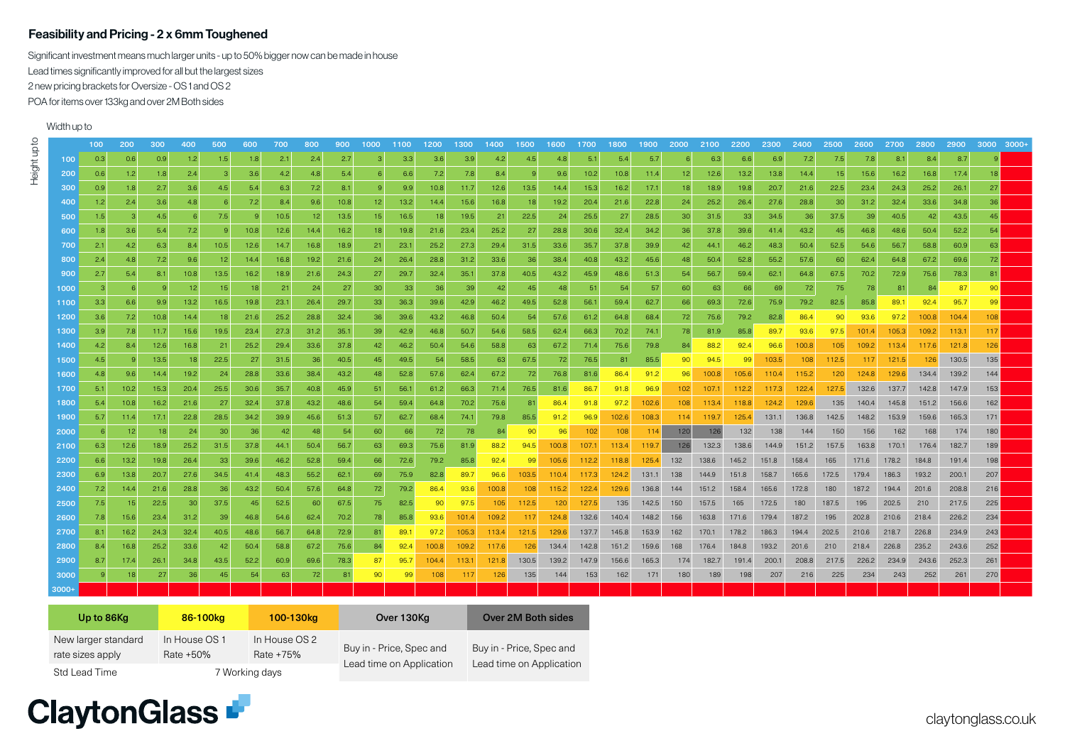## Feasibility and Pricing - 2 x 6mm Toughened

Significant investment means much larger units - up to 50% bigger now can be made in house

Lead times significantly improved for all but the largest sizes

2 new pricing brackets for Oversize - OS 1 and OS 2

POA for items over 133kg and over 2M Both sides

Width up to

Height up to

| | 100 | 200 | 300 | 400 | 500 | 600 | 700 | 800 | 900 | 1000 | 1100 | 1200 | 1300 | 1400 | 1500 | 1600 | 1700 | 1800 | 1900 | 2000 | 2100 | 2200 | 2300 | 2400 | 2500 | 2600 | 2700 | 2800 | 2900 | 3000 | 3000+ |
|---|---|---|---|---|---|---|---|---|---|---|---|---|---|---|---|---|---|---|---|---|---|---|---|---|---|---|---|---|---|---|---|
| 100 | 0.3 | 0.6 | 0.9 | 1.2 | 1.5 | 1.8 | 2.1 | 2.4 | 2.7 | 3 | 3.3 | 3.6 | 3.9 | 4.2 | 4.5 | 4.8 | 5.1 | 5.4 | 5.7 | 6 | 6.3 | 6.6 | 6.9 | 7.2 | 7.5 | 7.8 | 8.1 | 8.4 | 8.7 | 9 | |
| 200 | 0.6 | 1.2 | 1.8 | 2.4 | 3 | 3.6 | 4.2 | 4.8 | 5.4 | 6 | 6.6 | 7.2 | 7.8 | 8.4 | 9 | 9.6 | 10.2 | 10.8 | 11.4 | 12 | 12.6 | 13.2 | 13.8 | 14.4 | 15 | 15.6 | 16.2 | 16.8 | 17.4 | 18 | |
| 300 | 0.9 | 1.8 | 2.7 | 3.6 | 4.5 | 5.4 | 6.3 | 7.2 | 8.1 | 9 | 9.9 | 10.8 | 11.7 | 12.6 | 13.5 | 14.4 | 15.3 | 16.2 | 17.1 | 18 | 18.9 | 19.8 | 20.7 | 21.6 | 22.5 | 23.4 | 24.3 | 25.2 | 26.1 | 27 | |
| 400 | 1.2 | 2.4 | 3.6 | 4.8 | 6 | 7.2 | 8.4 | 9.6 | 10.8 | 12 | 13.2 | 14.4 | 15.6 | 16.8 | 18 | 19.2 | 20.4 | 21.6 | 22.8 | 24 | 25.2 | 26.4 | 27.6 | 28.8 | 30 | 31.2 | 32.4 | 33.6 | 34.8 | 36 | |
| 500 | 1.5 | 3 | 4.5 | 6 | 7.5 | 9 | 10.5 | 12 | 13.5 | 15 | 16.5 | 18 | 19.5 | 21 | 22.5 | 24 | 25.5 | 27 | 28.5 | 30 | 31.5 | 33 | 34.5 | 36 | 37.5 | 39 | 40.5 | 42 | 43.5 | 45 | |
| 600 | 1.8 | 3.6 | 5.4 | 7.2 | 9 | 10.8 | 12.6 | 14.4 | 16.2 | 18 | 19.8 | 21.6 | 23.4 | 25.2 | 27 | 28.8 | 30.6 | 32.4 | 34.2 | 36 | 37.8 | 39.6 | 41.4 | 43.2 | 45 | 46.8 | 48.6 | 50.4 | 52.2 | 54 | |
| 700 | 2.1 | 4.2 | 6.3 | 8.4 | 10.5 | 12.6 | 14.7 | 16.8 | 18.9 | 21 | 23.1 | 25.2 | 27.3 | 29.4 | 31.5 | 33.6 | 35.7 | 37.8 | 39.9 | 42 | 44.1 | 46.2 | 48.3 | 50.4 | 52.5 | 54.6 | 56.7 | 58.8 | 60.9 | 63 | |
| 800 | 2.4 | 4.8 | 7.2 | 9.6 | 12 | 14.4 | 16.8 | 19.2 | 21.6 | 24 | 26.4 | 28.8 | 31.2 | 33.6 | 36 | 38.4 | 40.8 | 43.2 | 45.6 | 48 | 50.4 | 52.8 | 55.2 | 57.6 | 60 | 62.4 | 64.8 | 67.2 | 69.6 | 72 | |
| 900 | 2.7 | 5.4 | 8.1 | 10.8 | 13.5 | 16.2 | 18.9 | 21.6 | 24.3 | 27 | 29.7 | 32.4 | 35.1 | 37.8 | 40.5 | 43.2 | 45.9 | 48.6 | 51.3 | 54 | 56.7 | 59.4 | 62.1 | 64.8 | 67.5 | 70.2 | 72.9 | 75.6 | 78.3 | 81 | |
| 1000 | 3 | 6 | 9 | 12 | 15 | 18 | 21 | 24 | 27 | 30 | 33 | 36 | 39 | 42 | 45 | 48 | 51 | 54 | 57 | 60 | 63 | 66 | 69 | 72 | 75 | 78 | 81 | 84 | 87 | 90 | |
| 1100 | 3.3 | 6.6 | 9.9 | 13.2 | 16.5 | 19.8 | 23.1 | 26.4 | 29.7 | 33 | 36.3 | 39.6 | 42.9 | 46.2 | 49.5 | 52.8 | 56.1 | 59.4 | 62.7 | 66 | 69.3 | 72.6 | 75.9 | 79.2 | 82.5 | 85.8 | 89.1 | 92.4 | 95.7 | 99 | |
| 1200 | 3.6 | 7.2 | 10.8 | 14.4 | 18 | 21.6 | 25.2 | 28.8 | 32.4 | 36 | 39.6 | 43.2 | 46.8 | 50.4 | 54 | 57.6 | 61.2 | 64.8 | 68.4 | 72 | 75.6 | 79.2 | 82.8 | 86.4 | 90 | 93.6 | 97.2 | 100.8 | 104.4 | 108 | |
| 1300 | 3.9 | 7.8 | 11.7 | 15.6 | 19.5 | 23.4 | 27.3 | 31.2 | 35.1 | 39 | 42.9 | 46.8 | 50.7 | 54.6 | 58.5 | 62.4 | 66.3 | 70.2 | 74.1 | 78 | 81.9 | 85.8 | 89.7 | 93.6 | 97.5 | 101.4 | 105.3 | 109.2 | 113.1 | 117 | |
| 1400 | 4.2 | 8.4 | 12.6 | 16.8 | 21 | 25.2 | 29.4 | 33.6 | 37.8 | 42 | 46.2 | 50.4 | 54.6 | 58.8 | 63 | 67.2 | 71.4 | 75.6 | 79.8 | 84 | 88.2 | 92.4 | 96.6 | 100.8 | 105 | 109.2 | 113.4 | 117.6 | 121.8 | 126 | |
| 1500 | 4.5 | 9 | 13.5 | 18 | 22.5 | 27 | 31.5 | 36 | 40.5 | 45 | 49.5 | 54 | 58.5 | 63 | 67.5 | 72 | 76.5 | 81 | 85.5 | 90 | 94.5 | 99 | 103.5 | 108 | 112.5 | 117 | 121.5 | 126 | 130.5 | 135 | |
| 1600 | 4.8 | 9.6 | 14.4 | 19.2 | 24 | 28.8 | 33.6 | 38.4 | 43.2 | 48 | 52.8 | 57.6 | 62.4 | 67.2 | 72 | 76.8 | 81.6 | 86.4 | 91.2 | 96 | 100.8 | 105.6 | 110.4 | 115.2 | 120 | 124.8 | 129.6 | 134.4 | 139.2 | 144 | |
| 1700 | 5.1 | 10.2 | 15.3 | 20.4 | 25.5 | 30.6 | 35.7 | 40.8 | 45.9 | 51 | 56.1 | 61.2 | 66.3 | 71.4 | 76.5 | 81.6 | 86.7 | 91.8 | 96.9 | 102 | 107.1 | 112.2 | 117.3 | 122.4 | 127.5 | 132.6 | 137.7 | 142.8 | 147.9 | 153 | |
| 1800 | 5.4 | 10.8 | 16.2 | 21.6 | 27 | 32.4 | 37.8 | 43.2 | 48.6 | 54 | 59.4 | 64.8 | 70.2 | 75.6 | 81 | 86.4 | 91.8 | 97.2 | 102.6 | 108 | 113.4 | 118.8 | 124.2 | 129.6 | 135 | 140.4 | 145.8 | 151.2 | 156.6 | 162 | |
| 1900 | 5.7 | 11.4 | 17.1 | 22.8 | 28.5 | 34.2 | 39.9 | 45.6 | 51.3 | 57 | 62.7 | 68.4 | 74.1 | 79.8 | 85.5 | 91.2 | 96.9 | 102.6 | 108.3 | 114 | 119.7 | 125.4 | 131.1 | 136.8 | 142.5 | 148.2 | 153.9 | 159.6 | 165.3 | 171 | |
| 2000 | 6 | 12 | 18 | 24 | 30 | 36 | 42 | 48 | 54 | 60 | 66 | 72 | 78 | 84 | 90 | 96 | 102 | 108 | 114 | 120 | 126 | 132 | 138 | 144 | 150 | 156 | 162 | 168 | 174 | 180 | |
| 2100 | 6.3 | 12.6 | 18.9 | 25.2 | 31.5 | 37.8 | 44.1 | 50.4 | 56.7 | 63 | 69.3 | 75.6 | 81.9 | 88.2 | 94.5 | 100.8 | 107.1 | 113.4 | 119.7 | 126 | 132.3 | 138.6 | 144.9 | 151.2 | 157.5 | 163.8 | 170.1 | 176.4 | 182.7 | 189 | |
| 2200 | 6.6 | 13.2 | 19.8 | 26.4 | 33 | 39.6 | 46.2 | 52.8 | 59.4 | 66 | 72.6 | 79.2 | 85.8 | 92.4 | 99 | 105.6 | 112.2 | 118.8 | 125.4 | 132 | 138.6 | 145.2 | 151.8 | 158.4 | 165 | 171.6 | 178.2 | 184.8 | 191.4 | 198 | |
| 2300 | 6.9 | 13.8 | 20.7 | 27.6 | 34.5 | 41.4 | 48.3 | 55.2 | 62.1 | 69 | 75.9 | 82.8 | 89.7 | 96.6 | 103.5 | 110.4 | 117.3 | 124.2 | 131.1 | 138 | 144.9 | 151.8 | 158.7 | 165.6 | 172.5 | 179.4 | 186.3 | 193.2 | 200.1 | 207 | |
| 2400 | 7.2 | 14.4 | 21.6 | 28.8 | 36 | 43.2 | 50.4 | 57.6 | 64.8 | 72 | 79.2 | 86.4 | 93.6 | 100.8 | 108 | 115.2 | 122.4 | 129.6 | 136.8 | 144 | 151.2 | 158.4 | 165.6 | 172.8 | 180 | 187.2 | 194.4 | 201.6 | 208.8 | 216 | |
| 2500 | 7.5 | 15 | 22.5 | 30 | 37.5 | 45 | 52.5 | 60 | 67.5 | 75 | 82.5 | 90 | 97.5 | 105 | 112.5 | 120 | 127.5 | 135 | 142.5 | 150 | 157.5 | 165 | 172.5 | 180 | 187.5 | 195 | 202.5 | 210 | 217.5 | 225 | |
| 2600 | 7.8 | 15.6 | 23.4 | 31.2 | 39 | 46.8 | 54.6 | 62.4 | 70.2 | 78 | 85.8 | 93.6 | 101.4 | 109.2 | 117 | 124.8 | 132.6 | 140.4 | 148.2 | 156 | 163.8 | 171.6 | 179.4 | 187.2 | 195 | 202.8 | 210.6 | 218.4 | 226.2 | 234 | |
| 2700 | 8.1 | 16.2 | 24.3 | 32.4 | 40.5 | 48.6 | 56.7 | 64.8 | 72.9 | 81 | 89.1 | 97.2 | 105.3 | 113.4 | 121.5 | 129.6 | 137.7 | 145.8 | 153.9 | 162 | 170.1 | 178.2 | 186.3 | 194.4 | 202.5 | 210.6 | 218.7 | 226.8 | 234.9 | 243 | |
| 2800 | 8.4 | 16.8 | 25.2 | 33.6 | 42 | 50.4 | 58.8 | 67.2 | 75.6 | 84 | 92.4 | 100.8 | 109.2 | 117.6 | 126 | 134.4 | 142.8 | 151.2 | 159.6 | 168 | 176.4 | 184.8 | 193.2 | 201.6 | 210 | 218.4 | 226.8 | 235.2 | 243.6 | 252 | |
| 2900 | 8.7 | 17.4 | 26.1 | 34.8 | 43.5 | 52.2 | 60.9 | 69.6 | 78.3 | 87 | 95.7 | 104.4 | 113.1 | 121.8 | 130.5 | 139.2 | 147.9 | 156.6 | 165.3 | 174 | 182.7 | 191.4 | 200.1 | 208.8 | 217.5 | 226.2 | 234.9 | 243.6 | 252.3 | 261 | |
| 3000 | 9 | 18 | 27 | 36 | 45 | 54 | 63 | 72 | 81 | 90 | 99 | 108 | 117 | 126 | 135 | 144 | 153 | 162 | 171 | 180 | 189 | 198 | 207 | 216 | 225 | 234 | 243 | 252 | 261 | 270 | |
| 3000+ | | | | | | | | | | | | | | | | | | | | | | | | | | | | | | | |

| Up to 86Kg | 86-100kg | 100-130kg | Over 130Kg | Over 2M Both sides |
|---|---|---|---|---|
| New larger standard rate sizes apply | In House OS 1 Rate +50% | In House OS 2 Rate +75% | Buy in - Price, Spec and Lead time on Application | Buy in - Price, Spec and Lead time on Application |
| Std Lead Time | 7 Working days | | | |

ClaytonGlass

claytonglass.co.uk